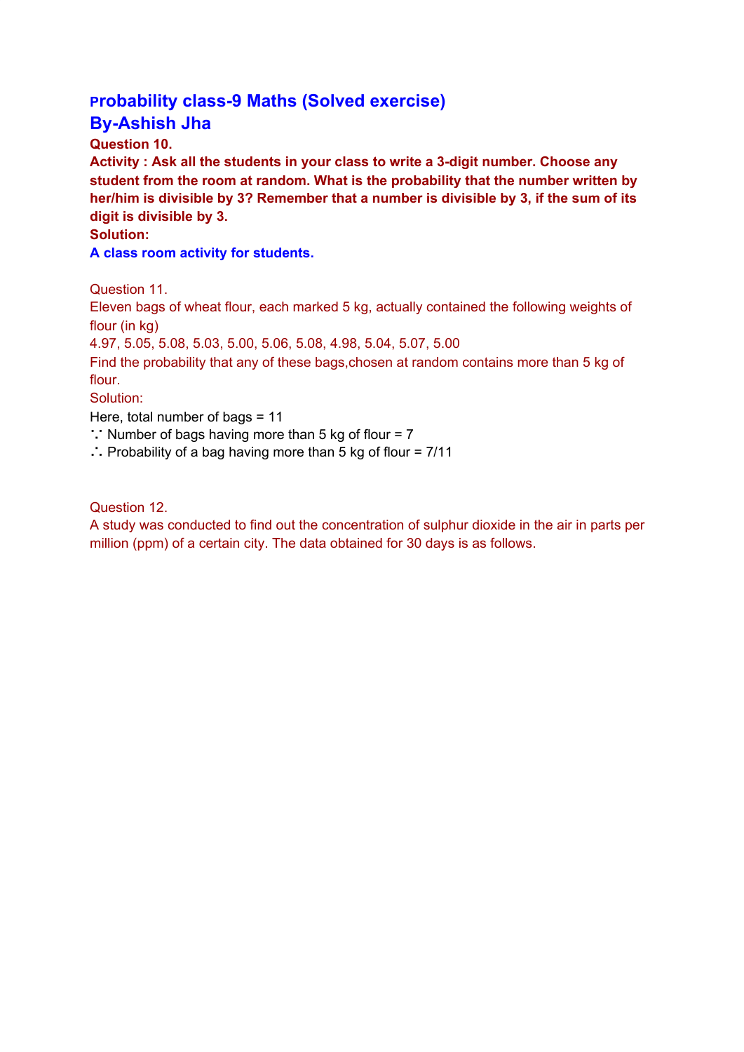# Probability class-9 Maths (Solved exercise)
## By-Ashish Jha

**Question 10.**

**Activity : Ask all the students in your class to write a 3-digit number. Choose any student from the room at random. What is the probability that the number written by her/him is divisible by 3? Remember that a number is divisible by 3, if the sum of its digit is divisible by 3.**

**Solution:**

**A class room activity for students.**

Question 11.

Eleven bags of wheat flour, each marked 5 kg, actually contained the following weights of flour (in kg)

4.97, 5.05, 5.08, 5.03, 5.00, 5.06, 5.08, 4.98, 5.04, 5.07, 5.00

Find the probability that any of these bags,chosen at random contains more than 5 kg of flour.

Solution:

Here, total number of bags = 11

∵ Number of bags having more than 5 kg of flour = 7

∴ Probability of a bag having more than 5 kg of flour = 7/11

Question 12.

A study was conducted to find out the concentration of sulphur dioxide in the air in parts per million (ppm) of a certain city. The data obtained for 30 days is as follows.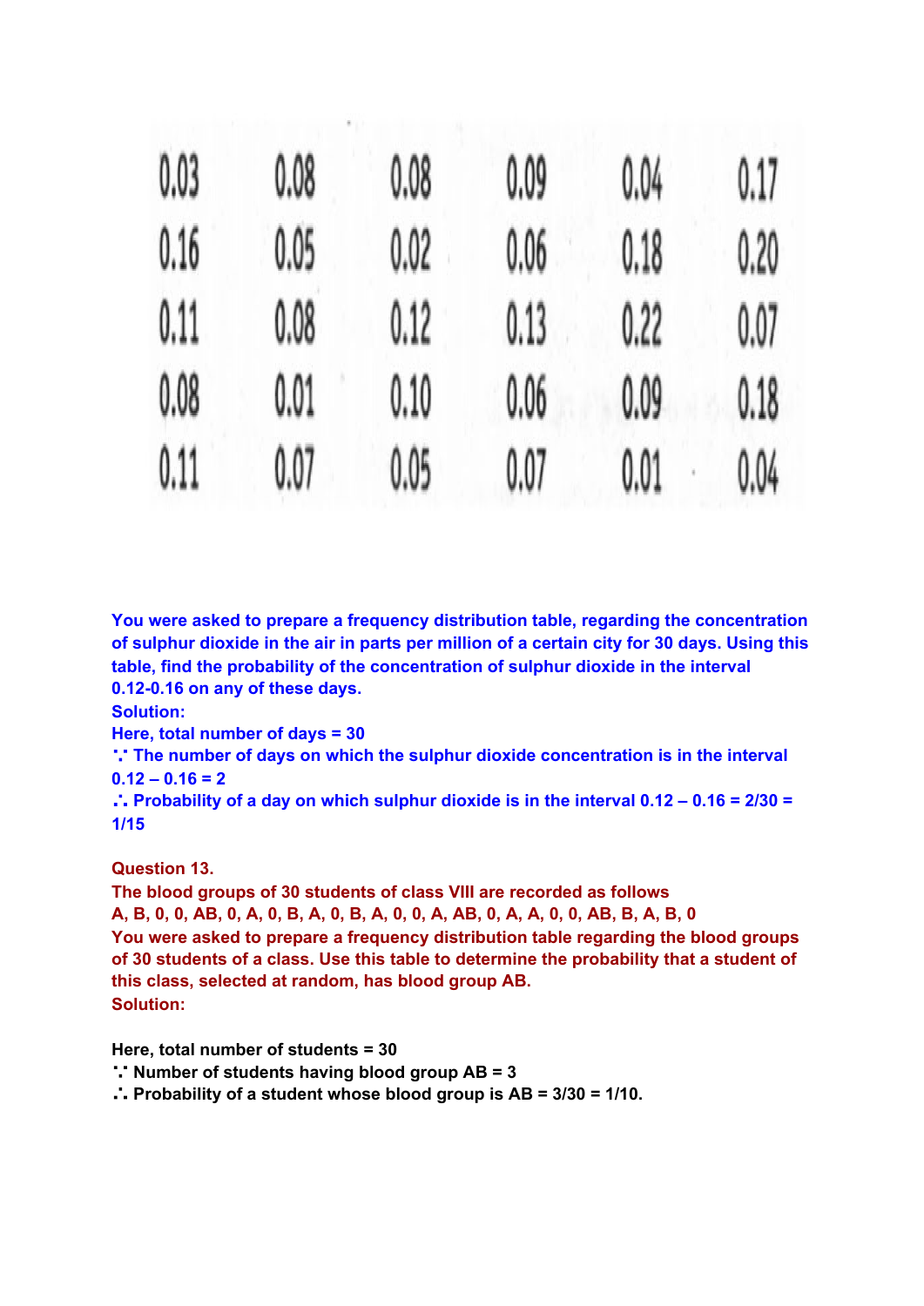| | | | | | |
|---|---|---|---|---|---|
| 0.03 | 0.08 | 0.08 | 0.09 | 0.04 | 0.17 |
| 0.16 | 0.05 | 0.02 | 0.06 | 0.18 | 0.20 |
| 0.11 | 0.08 | 0.12 | 0.13 | 0.22 | 0.07 |
| 0.08 | 0.01 | 0.10 | 0.06 | 0.09 | 0.18 |
| 0.11 | 0.07 | 0.05 | 0.07 | 0.01 | 0.04 |

**You were asked to prepare a frequency distribution table, regarding the concentration of sulphur dioxide in the air in parts per million of a certain city for 30 days. Using this table, find the probability of the concentration of sulphur dioxide in the interval 0.12-0.16 on any of these days.**

**Solution:**

**Here, total number of days = 30**

**∵ The number of days on which the sulphur dioxide concentration is in the interval 0.12 – 0.16 = 2**

**∴ Probability of a day on which sulphur dioxide is in the interval 0.12 – 0.16 = 2/30 = 1/15**

**Question 13.**

**The blood groups of 30 students of class VIII are recorded as follows**

**A, B, 0, 0, AB, 0, A, 0, B, A, 0, B, A, 0, 0, A, AB, 0, A, A, 0, 0, AB, B, A, B, 0**

**You were asked to prepare a frequency distribution table regarding the blood groups of 30 students of a class. Use this table to determine the probability that a student of this class, selected at random, has blood group AB.**

**Solution:**

**Here, total number of students = 30**

**∵ Number of students having blood group AB = 3**

**∴ Probability of a student whose blood group is AB = 3/30 = 1/10.**